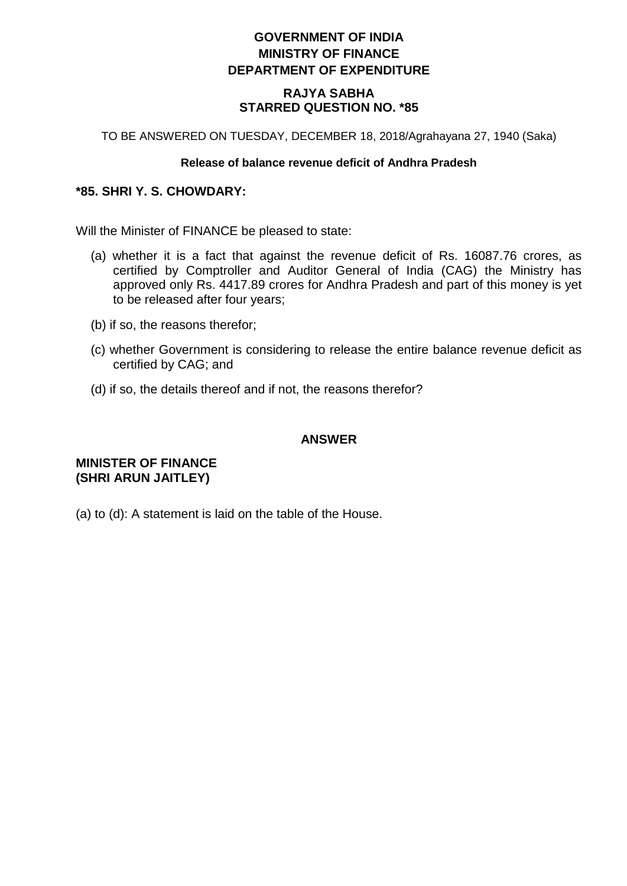**GOVERNMENT OF INDIA**
**MINISTRY OF FINANCE**
**DEPARTMENT OF EXPENDITURE**

**RAJYA SABHA**
**STARRED QUESTION NO. *85**

TO BE ANSWERED ON TUESDAY, DECEMBER 18, 2018/Agrahayana 27, 1940 (Saka)

**Release of balance revenue deficit of Andhra Pradesh**

**\*85. SHRI Y. S. CHOWDARY:**

Will the Minister of FINANCE be pleased to state:

(a) whether it is a fact that against the revenue deficit of Rs. 16087.76 crores, as certified by Comptroller and Auditor General of India (CAG) the Ministry has approved only Rs. 4417.89 crores for Andhra Pradesh and part of this money is yet to be released after four years;

(b) if so, the reasons therefor;

(c) whether Government is considering to release the entire balance revenue deficit as certified by CAG; and

(d) if so, the details thereof and if not, the reasons therefor?

**ANSWER**

**MINISTER OF FINANCE**
**(SHRI ARUN JAITLEY)**

(a) to (d): A statement is laid on the table of the House.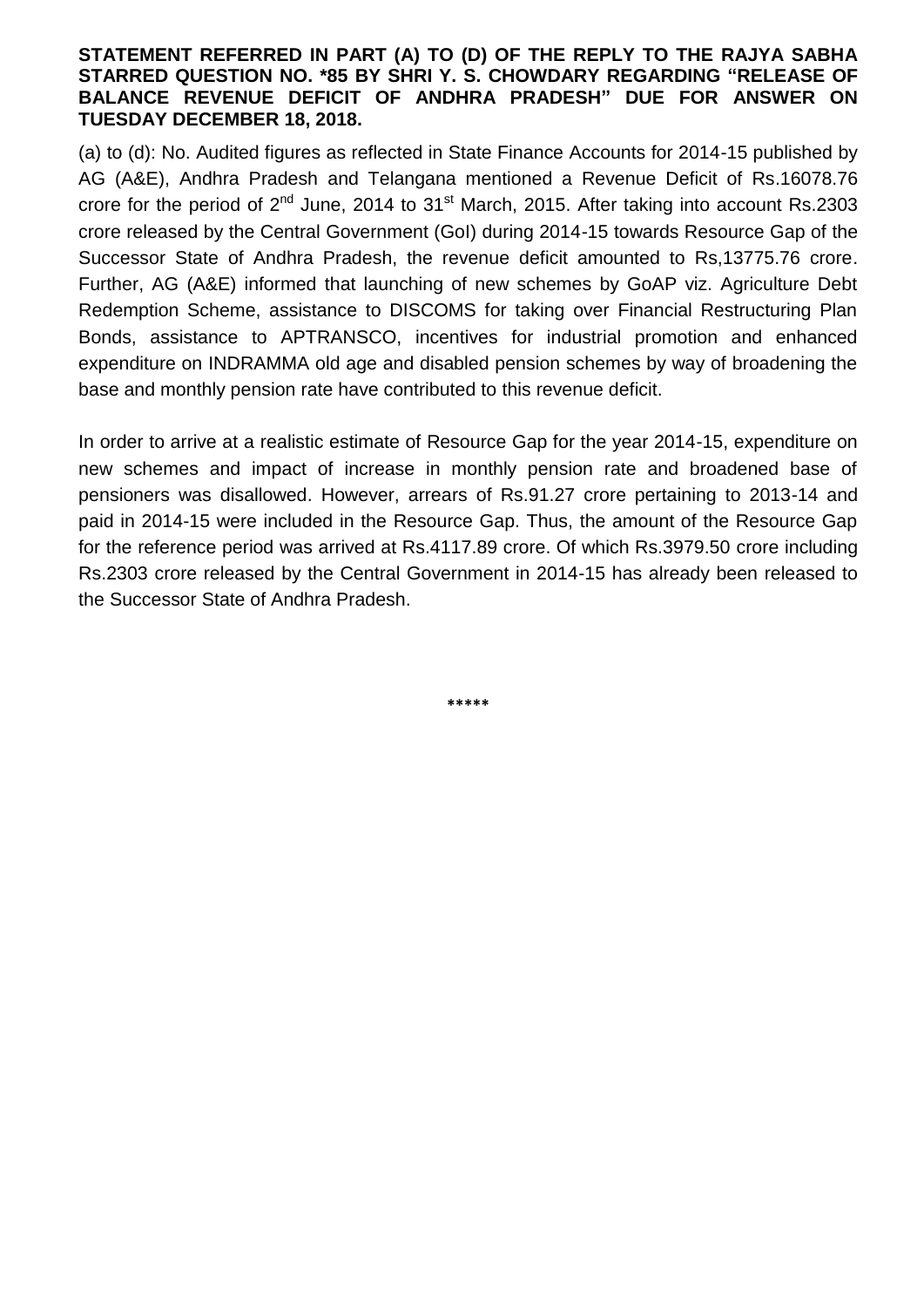**STATEMENT REFERRED IN PART (A) TO (D) OF THE REPLY TO THE RAJYA SABHA STARRED QUESTION NO. *85 BY SHRI Y. S. CHOWDARY REGARDING "RELEASE OF BALANCE REVENUE DEFICIT OF ANDHRA PRADESH" DUE FOR ANSWER ON TUESDAY DECEMBER 18, 2018.**

(a) to (d): No. Audited figures as reflected in State Finance Accounts for 2014-15 published by AG (A&E), Andhra Pradesh and Telangana mentioned a Revenue Deficit of Rs.16078.76 crore for the period of 2nd June, 2014 to 31st March, 2015. After taking into account Rs.2303 crore released by the Central Government (GoI) during 2014-15 towards Resource Gap of the Successor State of Andhra Pradesh, the revenue deficit amounted to Rs,13775.76 crore. Further, AG (A&E) informed that launching of new schemes by GoAP viz. Agriculture Debt Redemption Scheme, assistance to DISCOMS for taking over Financial Restructuring Plan Bonds, assistance to APTRANSCO, incentives for industrial promotion and enhanced expenditure on INDRAMMA old age and disabled pension schemes by way of broadening the base and monthly pension rate have contributed to this revenue deficit.

In order to arrive at a realistic estimate of Resource Gap for the year 2014-15, expenditure on new schemes and impact of increase in monthly pension rate and broadened base of pensioners was disallowed. However, arrears of Rs.91.27 crore pertaining to 2013-14 and paid in 2014-15 were included in the Resource Gap. Thus, the amount of the Resource Gap for the reference period was arrived at Rs.4117.89 crore. Of which Rs.3979.50 crore including Rs.2303 crore released by the Central Government in 2014-15 has already been released to the Successor State of Andhra Pradesh.

*****